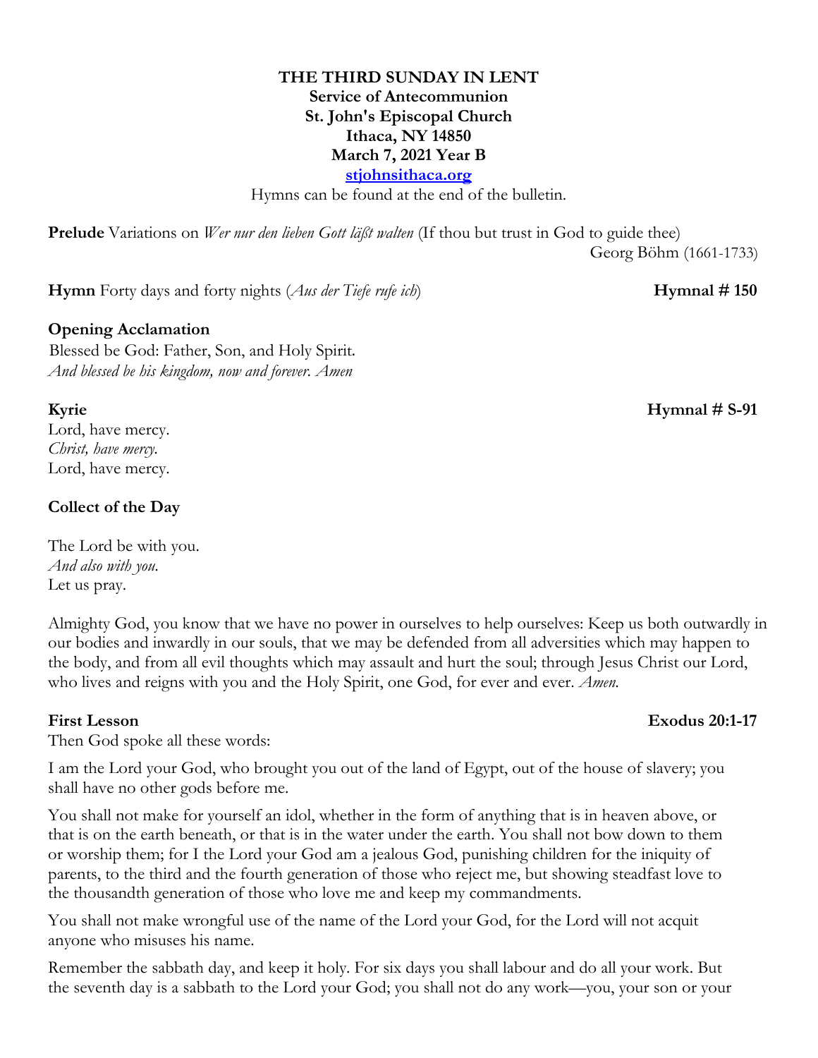**THE THIRD SUNDAY IN LENT**
**Service of Antecommunion**
**St. John's Episcopal Church**
**Ithaca, NY 14850**
**March 7, 2021 Year B**
**[stjohnsithaca.org](http://stjohnsithaca.org)**

Hymns can be found at the end of the bulletin.

**Prelude** Variations on *Wer nur den lieben Gott läßt walten* (If thou but trust in God to guide thee)
Georg Böhm (1661-1733)

**Hymn** Forty days and forty nights (*Aus der Tiefe rufe ich*) **Hymnal # 150**

**Opening Acclamation**

Blessed be God: Father, Son, and Holy Spirit.
*And blessed be his kingdom, now and forever. Amen*

**Kyrie** **Hymnal # S-91**

Lord, have mercy.
*Christ, have mercy.*
Lord, have mercy.

**Collect of the Day**

The Lord be with you.
*And also with you.*
Let us pray.

Almighty God, you know that we have no power in ourselves to help ourselves: Keep us both outwardly in our bodies and inwardly in our souls, that we may be defended from all adversities which may happen to the body, and from all evil thoughts which may assault and hurt the soul; through Jesus Christ our Lord, who lives and reigns with you and the Holy Spirit, one God, for ever and ever. *Amen.*

**First Lesson** **Exodus 20:1-17**

Then God spoke all these words:

I am the Lord your God, who brought you out of the land of Egypt, out of the house of slavery; you shall have no other gods before me.

You shall not make for yourself an idol, whether in the form of anything that is in heaven above, or that is on the earth beneath, or that is in the water under the earth. You shall not bow down to them or worship them; for I the Lord your God am a jealous God, punishing children for the iniquity of parents, to the third and the fourth generation of those who reject me, but showing steadfast love to the thousandth generation of those who love me and keep my commandments.

You shall not make wrongful use of the name of the Lord your God, for the Lord will not acquit anyone who misuses his name.

Remember the sabbath day, and keep it holy. For six days you shall labour and do all your work. But the seventh day is a sabbath to the Lord your God; you shall not do any work—you, your son or your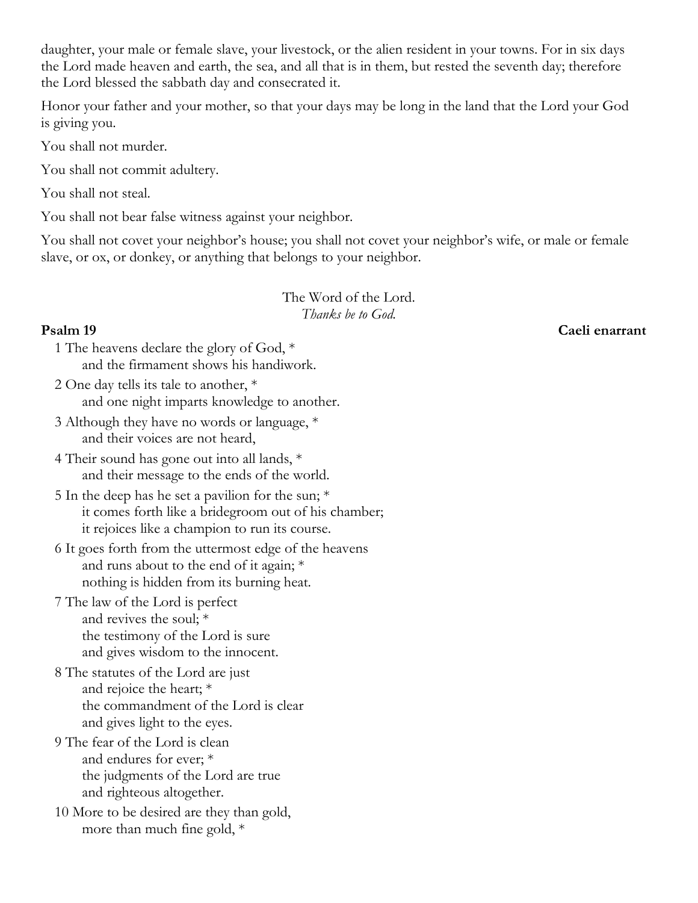daughter, your male or female slave, your livestock, or the alien resident in your towns. For in six days the Lord made heaven and earth, the sea, and all that is in them, but rested the seventh day; therefore the Lord blessed the sabbath day and consecrated it.

Honor your father and your mother, so that your days may be long in the land that the Lord your God is giving you.

You shall not murder.

You shall not commit adultery.

You shall not steal.

You shall not bear false witness against your neighbor.

You shall not covet your neighbor's house; you shall not covet your neighbor's wife, or male or female slave, or ox, or donkey, or anything that belongs to your neighbor.

The Word of the Lord.
*Thanks be to God.*

**Psalm 19** **Caeli enarrant**

1 The heavens declare the glory of God, *
and the firmament shows his handiwork.

2 One day tells its tale to another, *
and one night imparts knowledge to another.

3 Although they have no words or language, *
and their voices are not heard,

4 Their sound has gone out into all lands, *
and their message to the ends of the world.

5 In the deep has he set a pavilion for the sun; *
it comes forth like a bridegroom out of his chamber;
it rejoices like a champion to run its course.

6 It goes forth from the uttermost edge of the heavens
and runs about to the end of it again; *
nothing is hidden from its burning heat.

7 The law of the Lord is perfect
and revives the soul; *
the testimony of the Lord is sure
and gives wisdom to the innocent.

8 The statutes of the Lord are just
and rejoice the heart; *
the commandment of the Lord is clear
and gives light to the eyes.

9 The fear of the Lord is clean
and endures for ever; *
the judgments of the Lord are true
and righteous altogether.

10 More to be desired are they than gold,
more than much fine gold, *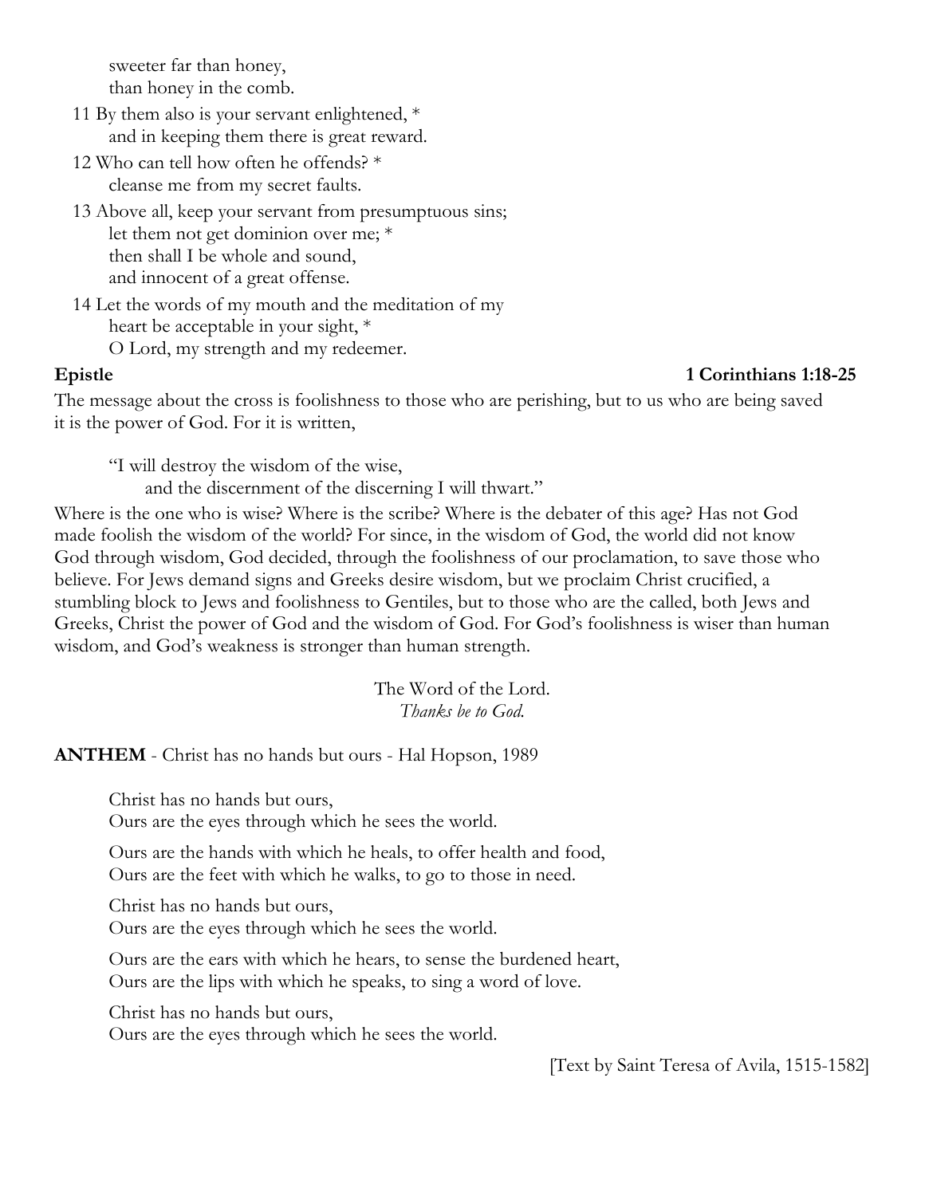sweeter far than honey,
than honey in the comb.

11 By them also is your servant enlightened, *
and in keeping them there is great reward.

12 Who can tell how often he offends? *
cleanse me from my secret faults.

13 Above all, keep your servant from presumptuous sins;
let them not get dominion over me; *
then shall I be whole and sound,
and innocent of a great offense.

14 Let the words of my mouth and the meditation of my
heart be acceptable in your sight, *
O Lord, my strength and my redeemer.

**Epistle** **1 Corinthians 1:18-25**

The message about the cross is foolishness to those who are perishing, but to us who are being saved it is the power of God. For it is written,

> "I will destroy the wisdom of the wise,
> and the discernment of the discerning I will thwart."

Where is the one who is wise? Where is the scribe? Where is the debater of this age? Has not God made foolish the wisdom of the world? For since, in the wisdom of God, the world did not know God through wisdom, God decided, through the foolishness of our proclamation, to save those who believe. For Jews demand signs and Greeks desire wisdom, but we proclaim Christ crucified, a stumbling block to Jews and foolishness to Gentiles, but to those who are the called, both Jews and Greeks, Christ the power of God and the wisdom of God. For God's foolishness is wiser than human wisdom, and God's weakness is stronger than human strength.

The Word of the Lord.
*Thanks be to God.*

**ANTHEM** - Christ has no hands but ours - Hal Hopson, 1989

Christ has no hands but ours,
Ours are the eyes through which he sees the world.

Ours are the hands with which he heals, to offer health and food,
Ours are the feet with which he walks, to go to those in need.

Christ has no hands but ours,
Ours are the eyes through which he sees the world.

Ours are the ears with which he hears, to sense the burdened heart,
Ours are the lips with which he speaks, to sing a word of love.

Christ has no hands but ours,
Ours are the eyes through which he sees the world.

[Text by Saint Teresa of Avila, 1515-1582]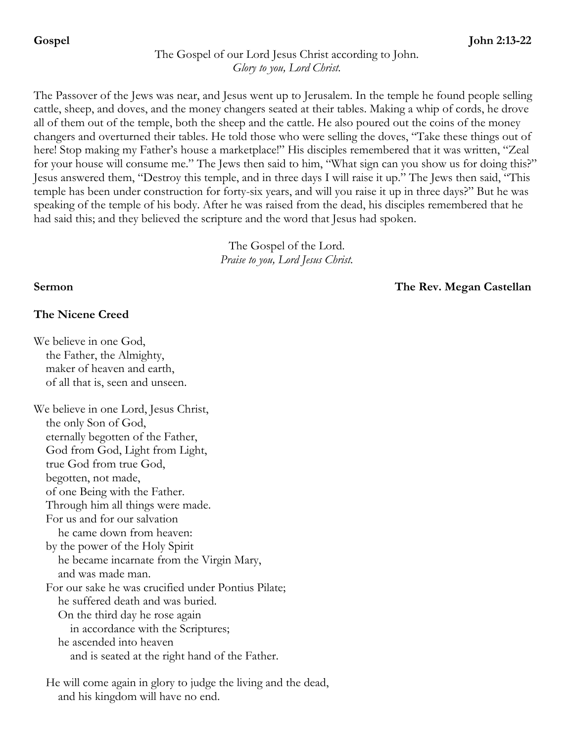**Gospel** **John 2:13-22**

The Gospel of our Lord Jesus Christ according to John.
*Glory to you, Lord Christ.*

The Passover of the Jews was near, and Jesus went up to Jerusalem. In the temple he found people selling cattle, sheep, and doves, and the money changers seated at their tables. Making a whip of cords, he drove all of them out of the temple, both the sheep and the cattle. He also poured out the coins of the money changers and overturned their tables. He told those who were selling the doves, "Take these things out of here! Stop making my Father's house a marketplace!" His disciples remembered that it was written, "Zeal for your house will consume me." The Jews then said to him, "What sign can you show us for doing this?" Jesus answered them, "Destroy this temple, and in three days I will raise it up." The Jews then said, "This temple has been under construction for forty-six years, and will you raise it up in three days?" But he was speaking of the temple of his body. After he was raised from the dead, his disciples remembered that he had said this; and they believed the scripture and the word that Jesus had spoken.

The Gospel of the Lord.
*Praise to you, Lord Jesus Christ.*

**Sermon** **The Rev. Megan Castellan**

**The Nicene Creed**

We believe in one God,
the Father, the Almighty,
maker of heaven and earth,
of all that is, seen and unseen.

We believe in one Lord, Jesus Christ,
the only Son of God,
eternally begotten of the Father,
God from God, Light from Light,
true God from true God,
begotten, not made,
of one Being with the Father.
Through him all things were made.
For us and for our salvation
he came down from heaven:
by the power of the Holy Spirit
he became incarnate from the Virgin Mary,
and was made man.
For our sake he was crucified under Pontius Pilate;
he suffered death and was buried.
On the third day he rose again
in accordance with the Scriptures;
he ascended into heaven
and is seated at the right hand of the Father.

He will come again in glory to judge the living and the dead,
and his kingdom will have no end.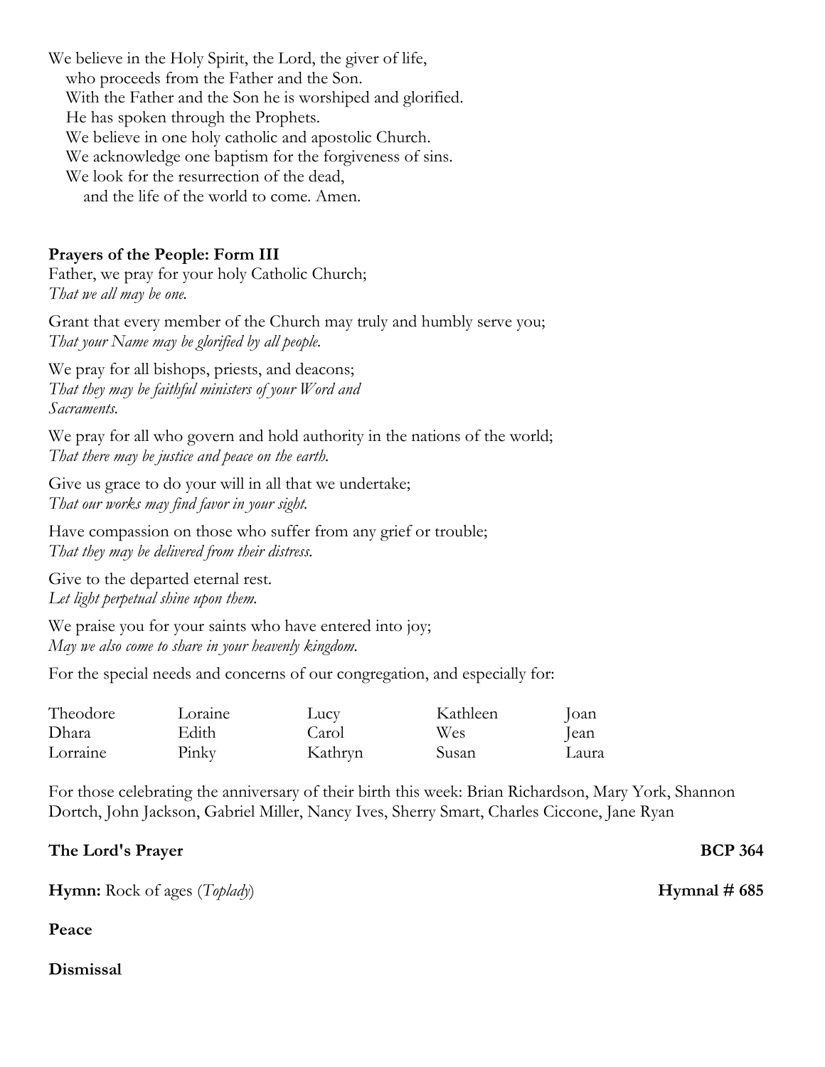We believe in the Holy Spirit, the Lord, the giver of life,
 who proceeds from the Father and the Son.
 With the Father and the Son he is worshiped and glorified.
 He has spoken through the Prophets.
 We believe in one holy catholic and apostolic Church.
 We acknowledge one baptism for the forgiveness of sins.
 We look for the resurrection of the dead,
  and the life of the world to come. Amen.

**Prayers of the People: Form III**

Father, we pray for your holy Catholic Church;
*That we all may be one.*

Grant that every member of the Church may truly and humbly serve you;
*That your Name may be glorified by all people.*

We pray for all bishops, priests, and deacons;
*That they may be faithful ministers of your Word and Sacraments.*

We pray for all who govern and hold authority in the nations of the world;
*That there may be justice and peace on the earth.*

Give us grace to do your will in all that we undertake;
*That our works may find favor in your sight.*

Have compassion on those who suffer from any grief or trouble;
*That they may be delivered from their distress.*

Give to the departed eternal rest.
*Let light perpetual shine upon them.*

We praise you for your saints who have entered into joy;
*May we also come to share in your heavenly kingdom.*

For the special needs and concerns of our congregation, and especially for:

| | | | | |
|---|---|---|---|---|
| Theodore | Loraine | Lucy | Kathleen | Joan |
| Dhara | Edith | Carol | Wes | Jean |
| Lorraine | Pinky | Kathryn | Susan | Laura |

For those celebrating the anniversary of their birth this week: Brian Richardson, Mary York, Shannon Dortch, John Jackson, Gabriel Miller, Nancy Ives, Sherry Smart, Charles Ciccone, Jane Ryan

**The Lord's Prayer** **BCP 364**

**Hymn:** Rock of ages (*Toplady*) **Hymnal # 685**

**Peace**

**Dismissal**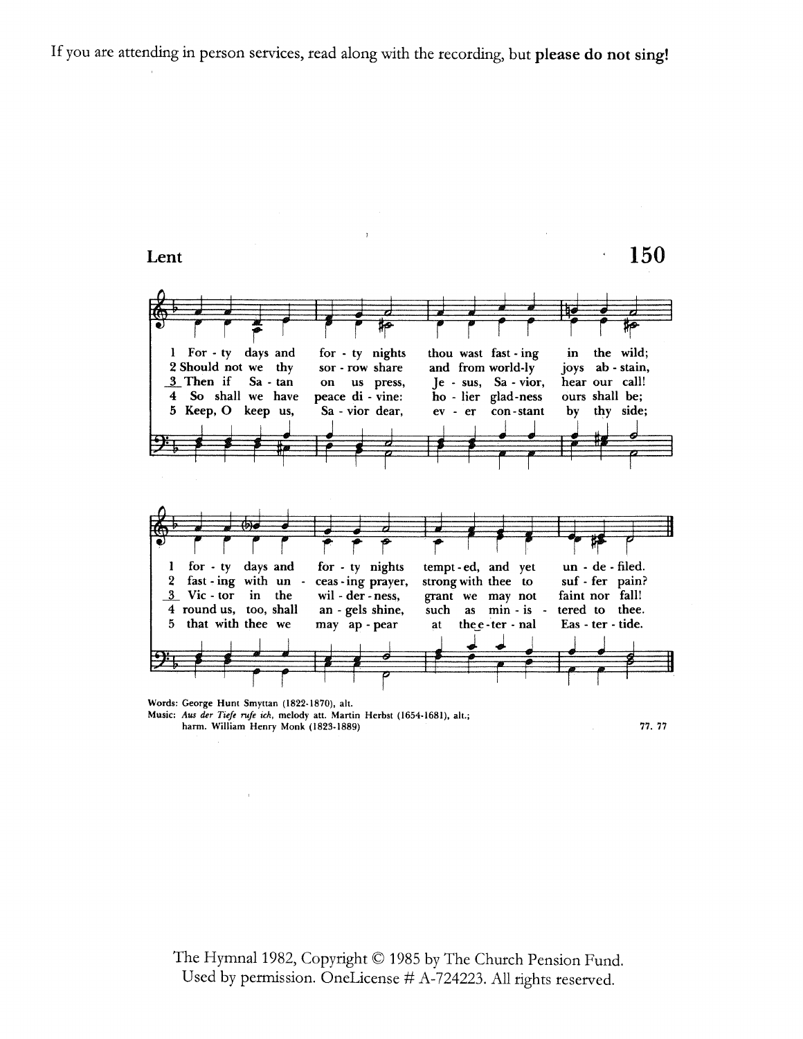If you are attending in person services, read along with the recording, but **please do not sing!**

## Lent

**150**

1 For - ty days and for - ty nights thou wast fast - ing in the wild;
2 Should not we thy sor - row share and from world-ly joys ab - stain,
3 Then if Sa - tan on us press, Je - sus, Sa - vior, hear our call!
4 So shall we have peace di - vine: ho - lier glad-ness ours shall be;
5 Keep, O keep us, Sa - vior dear, ev - er con-stant by thy side;

1 for - ty days and for - ty nights tempt-ed, and yet un - de - filed.
2 fast - ing with un - ceas - ing prayer, strong with thee to suf - fer pain?
3 Vic - tor in the wil - der - ness, grant we may not faint nor fall!
4 round us, too, shall an - gels shine, such as min - is - tered to thee.
5 that with thee we may ap - pear at the e - ter - nal Eas - ter - tide.

Words: George Hunt Smyttan (1822-1870), alt.
Music: *Aus der Tiefe rufe ich,* melody att. Martin Herbst (1654-1681), alt.; harm. William Henry Monk (1823-1889)

77. 77

The Hymnal 1982, Copyright © 1985 by The Church Pension Fund.
Used by permission. OneLicense # A-724223. All rights reserved.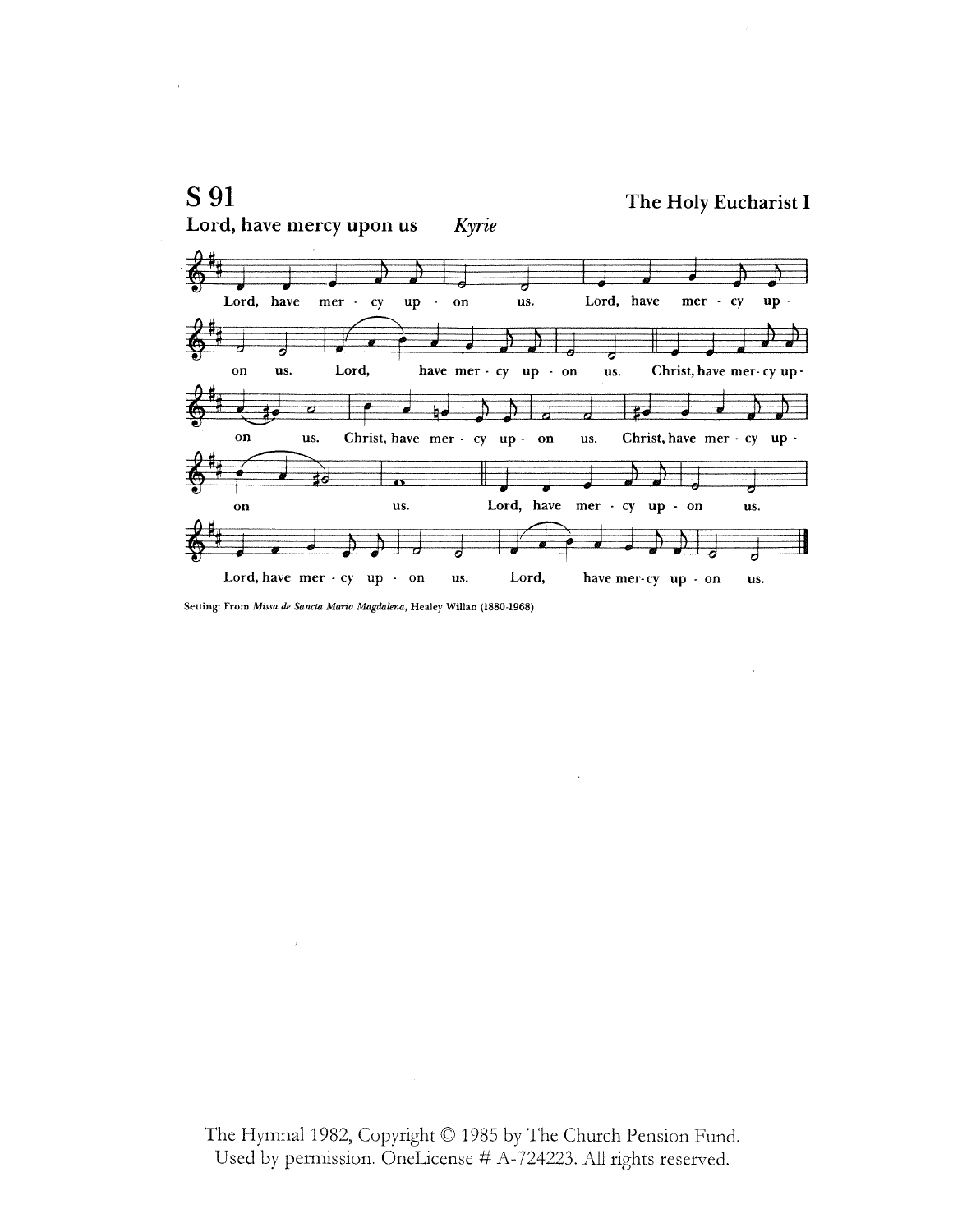## S 91

**The Holy Eucharist I**

**Lord, have mercy upon us** *Kyrie*

Lord, have mer - cy up - on us. Lord, have mer - cy up - on us. Lord, have mer - cy up - on us. Christ, have mer - cy up - on us. Christ, have mer - cy up - on us. Christ, have mer - cy up - on us. Lord, have mer - cy up - on us. Lord, have mer - cy up - on us. Lord, have mer - cy up - on us.

Setting: From *Missa de Sancta Maria Magdalena*, Healey Willan (1880-1968)

The Hymnal 1982, Copyright © 1985 by The Church Pension Fund.
Used by permission. OneLicense # A-724223. All rights reserved.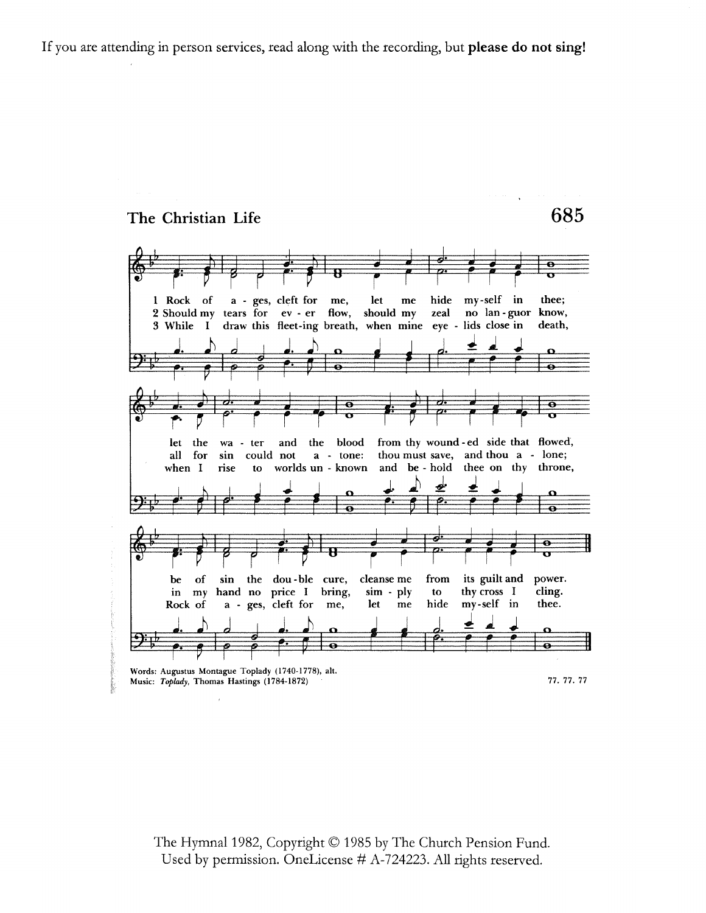If you are attending in person services, read along with the recording, but **please do not sing!**

## The Christian Life

**685**

1 Rock of ages, cleft for me, let me hide myself in thee;
let the water and the blood from thy wounded side that flowed,
be of sin the double cure, cleanse me from its guilt and power.

2 Should my tears for ever flow, should my zeal no languor know,
all for sin could not atone: thou must save, and thou alone;
in my hand no price I bring, simply to thy cross I cling.

3 While I draw this fleeting breath, when mine eyelids close in death,
when I rise to worlds unknown and behold thee on thy throne,
Rock of ages, cleft for me, let me hide myself in thee.

Words: Augustus Montague Toplady (1740-1778), alt.
Music: *Toplady*, Thomas Hastings (1784-1872)

77. 77. 77

The Hymnal 1982, Copyright © 1985 by The Church Pension Fund.
Used by permission. OneLicense # A-724223. All rights reserved.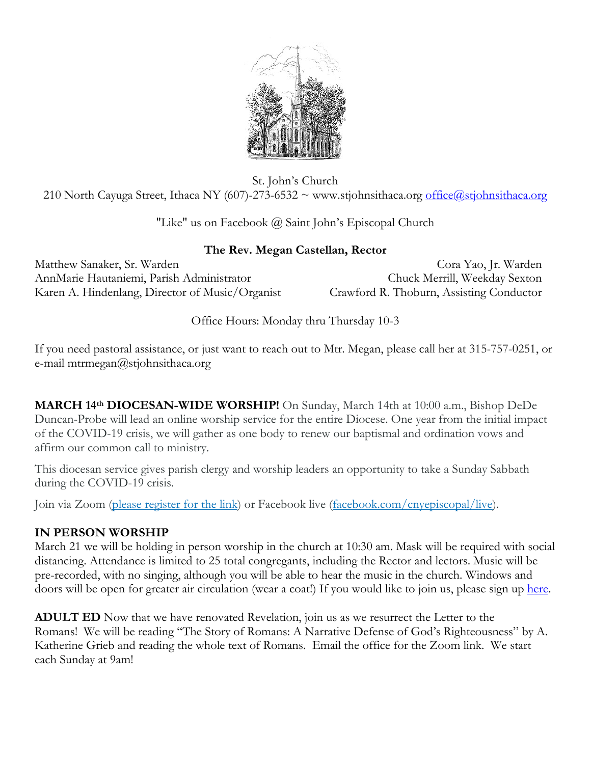St. John's Church
210 North Cayuga Street, Ithaca NY (607)-273-6532 ~ www.stjohnsithaca.org office@stjohnsithaca.org

"Like" us on Facebook @ Saint John's Episcopal Church

**The Rev. Megan Castellan, Rector**

Matthew Sanaker, Sr. Warden — Cora Yao, Jr. Warden
AnnMarie Hautaniemi, Parish Administrator — Chuck Merrill, Weekday Sexton
Karen A. Hindenlang, Director of Music/Organist — Crawford R. Thoburn, Assisting Conductor

Office Hours: Monday thru Thursday 10-3

If you need pastoral assistance, or just want to reach out to Mtr. Megan, please call her at 315-757-0251, or e-mail mtrmegan@stjohnsithaca.org

**MARCH 14th DIOCESAN-WIDE WORSHIP!** On Sunday, March 14th at 10:00 a.m., Bishop DeDe Duncan-Probe will lead an online worship service for the entire Diocese. One year from the initial impact of the COVID-19 crisis, we will gather as one body to renew our baptismal and ordination vows and affirm our common call to ministry.

This diocesan service gives parish clergy and worship leaders an opportunity to take a Sunday Sabbath during the COVID-19 crisis.

Join via Zoom (please register for the link) or Facebook live (facebook.com/cnyepiscopal/live).

**IN PERSON WORSHIP**
March 21 we will be holding in person worship in the church at 10:30 am. Mask will be required with social distancing. Attendance is limited to 25 total congregants, including the Rector and lectors. Music will be pre-recorded, with no singing, although you will be able to hear the music in the church. Windows and doors will be open for greater air circulation (wear a coat!) If you would like to join us, please sign up here.

**ADULT ED** Now that we have renovated Revelation, join us as we resurrect the Letter to the Romans! We will be reading "The Story of Romans: A Narrative Defense of God's Righteousness" by A. Katherine Grieb and reading the whole text of Romans. Email the office for the Zoom link. We start each Sunday at 9am!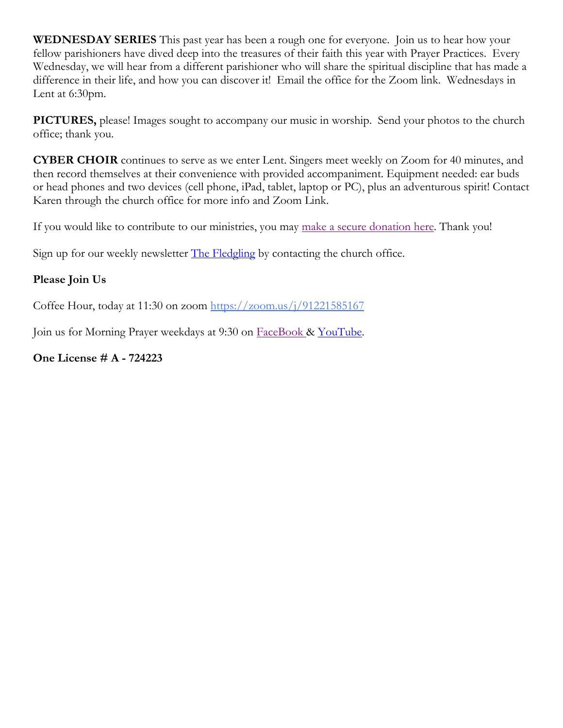**WEDNESDAY SERIES** This past year has been a rough one for everyone. Join us to hear how your fellow parishioners have dived deep into the treasures of their faith this year with Prayer Practices. Every Wednesday, we will hear from a different parishioner who will share the spiritual discipline that has made a difference in their life, and how you can discover it! Email the office for the Zoom link. Wednesdays in Lent at 6:30pm.

**PICTURES,** please! Images sought to accompany our music in worship. Send your photos to the church office; thank you.

**CYBER CHOIR** continues to serve as we enter Lent. Singers meet weekly on Zoom for 40 minutes, and then record themselves at their convenience with provided accompaniment. Equipment needed: ear buds or head phones and two devices (cell phone, iPad, tablet, laptop or PC), plus an adventurous spirit! Contact Karen through the church office for more info and Zoom Link.

If you would like to contribute to our ministries, you may make a secure donation here. Thank you!

Sign up for our weekly newsletter The Fledgling by contacting the church office.

**Please Join Us**

Coffee Hour, today at 11:30 on zoom https://zoom.us/j/91221585167

Join us for Morning Prayer weekdays at 9:30 on FaceBook & YouTube.

**One License # A - 724223**